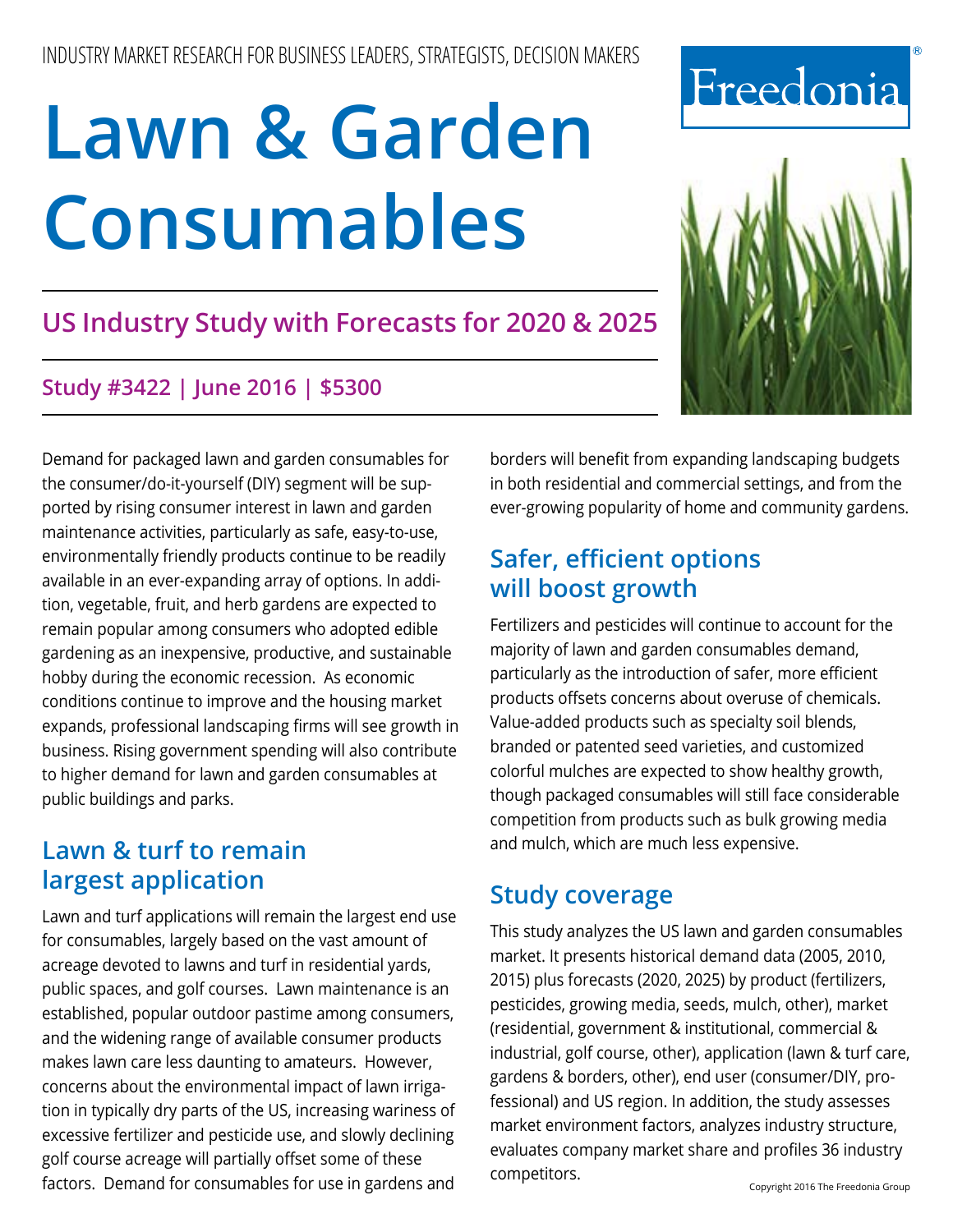INDUSTRY MARKET RESEARCH FOR BUSINESS LEADERS, STRATEGISTS, DECISION MAKERS

Freedonia®

# Lawn & Garden Consumables

## US Industry Study with Forecasts for 2020 & 2025

### Study #3422 | June 2016 | $5300

Demand for packaged lawn and garden consumables for the consumer/do-it-yourself (DIY) segment will be supported by rising consumer interest in lawn and garden maintenance activities, particularly as safe, easy-to-use, environmentally friendly products continue to be readily available in an ever-expanding array of options. In addition, vegetable, fruit, and herb gardens are expected to remain popular among consumers who adopted edible gardening as an inexpensive, productive, and sustainable hobby during the economic recession. As economic conditions continue to improve and the housing market expands, professional landscaping firms will see growth in business. Rising government spending will also contribute to higher demand for lawn and garden consumables at public buildings and parks.

## Lawn & turf to remain largest application

Lawn and turf applications will remain the largest end use for consumables, largely based on the vast amount of acreage devoted to lawns and turf in residential yards, public spaces, and golf courses. Lawn maintenance is an established, popular outdoor pastime among consumers, and the widening range of available consumer products makes lawn care less daunting to amateurs. However, concerns about the environmental impact of lawn irrigation in typically dry parts of the US, increasing wariness of excessive fertilizer and pesticide use, and slowly declining golf course acreage will partially offset some of these factors. Demand for consumables for use in gardens and borders will benefit from expanding landscaping budgets in both residential and commercial settings, and from the ever-growing popularity of home and community gardens.

## Safer, efficient options will boost growth

Fertilizers and pesticides will continue to account for the majority of lawn and garden consumables demand, particularly as the introduction of safer, more efficient products offsets concerns about overuse of chemicals. Value-added products such as specialty soil blends, branded or patented seed varieties, and customized colorful mulches are expected to show healthy growth, though packaged consumables will still face considerable competition from products such as bulk growing media and mulch, which are much less expensive.

## Study coverage

This study analyzes the US lawn and garden consumables market. It presents historical demand data (2005, 2010, 2015) plus forecasts (2020, 2025) by product (fertilizers, pesticides, growing media, seeds, mulch, other), market (residential, government & institutional, commercial & industrial, golf course, other), application (lawn & turf care, gardens & borders, other), end user (consumer/DIY, professional) and US region. In addition, the study assesses market environment factors, analyzes industry structure, evaluates company market share and profiles 36 industry competitors.

Copyright 2016 The Freedonia Group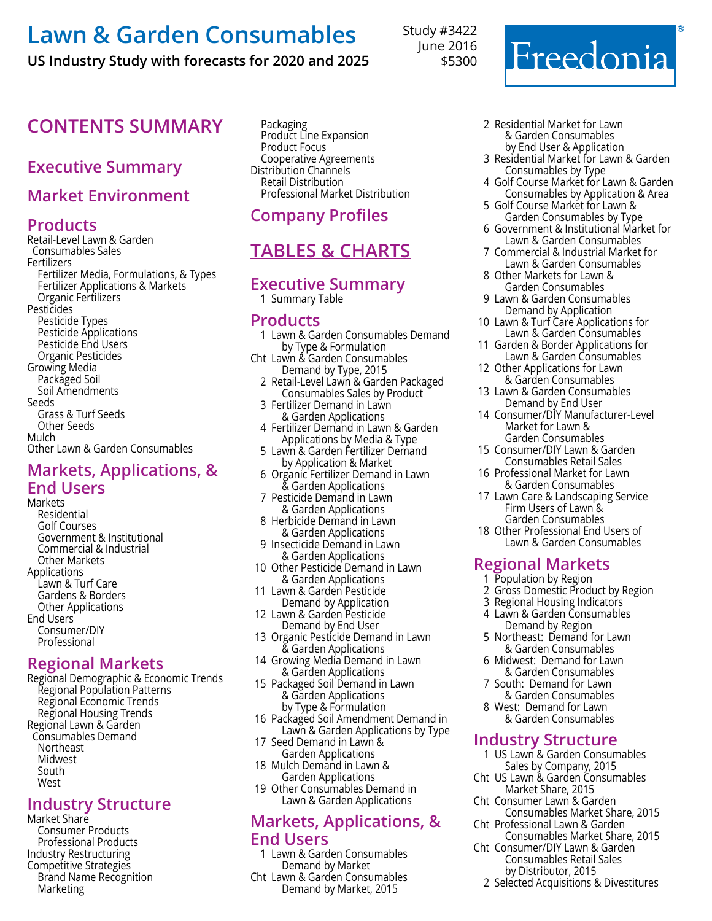# Lawn & Garden Consumables

**US Industry Study with forecasts for 2020 and 2025**

Study #3422
June 2016
$5300

Freedonia®

## CONTENTS SUMMARY

### Executive Summary

### Market Environment

### Products

Retail-Level Lawn & Garden Consumables Sales
Fertilizers
- Fertilizer Media, Formulations, & Types
- Fertilizer Applications & Markets
- Organic Fertilizers

Pesticides
- Pesticide Types
- Pesticide Applications
- Pesticide End Users
- Organic Pesticides

Growing Media
- Packaged Soil
- Soil Amendments

Seeds
- Grass & Turf Seeds
- Other Seeds

Mulch
Other Lawn & Garden Consumables

### Markets, Applications, & End Users

Markets
- Residential
- Golf Courses
- Government & Institutional
- Commercial & Industrial
- Other Markets

Applications
- Lawn & Turf Care
- Gardens & Borders
- Other Applications

End Users
- Consumer/DIY
- Professional

### Regional Markets

Regional Demographic & Economic Trends
- Regional Population Patterns
- Regional Economic Trends
- Regional Housing Trends

Regional Lawn & Garden Consumables Demand
- Northeast
- Midwest
- South
- West

### Industry Structure

Market Share
- Consumer Products
- Professional Products

Industry Restructuring
Competitive Strategies
- Brand Name Recognition
- Marketing
- Packaging
- Product Line Expansion
- Product Focus
- Cooperative Agreements

Distribution Channels
- Retail Distribution
- Professional Market Distribution

### Company Profiles

## TABLES & CHARTS

### Executive Summary

1 Summary Table

### Products

1 Lawn & Garden Consumables Demand by Type & Formulation
Cht Lawn & Garden Consumables Demand by Type, 2015
2 Retail-Level Lawn & Garden Packaged Consumables Sales by Product
3 Fertilizer Demand in Lawn & Garden Applications
4 Fertilizer Demand in Lawn & Garden Applications by Media & Type
5 Lawn & Garden Fertilizer Demand by Application & Market
6 Organic Fertilizer Demand in Lawn & Garden Applications
7 Pesticide Demand in Lawn & Garden Applications
8 Herbicide Demand in Lawn & Garden Applications
9 Insecticide Demand in Lawn & Garden Applications
10 Other Pesticide Demand in Lawn & Garden Applications
11 Lawn & Garden Pesticide Demand by Application
12 Lawn & Garden Pesticide Demand by End User
13 Organic Pesticide Demand in Lawn & Garden Applications
14 Growing Media Demand in Lawn & Garden Applications
15 Packaged Soil Demand in Lawn & Garden Applications by Type & Formulation
16 Packaged Soil Amendment Demand in Lawn & Garden Applications by Type
17 Seed Demand in Lawn & Garden Applications
18 Mulch Demand in Lawn & Garden Applications
19 Other Consumables Demand in Lawn & Garden Applications

### Markets, Applications, & End Users

1 Lawn & Garden Consumables Demand by Market
Cht Lawn & Garden Consumables Demand by Market, 2015
2 Residential Market for Lawn & Garden Consumables by End User & Application
3 Residential Market for Lawn & Garden Consumables by Type
4 Golf Course Market for Lawn & Garden Consumables by Application & Area
5 Golf Course Market for Lawn & Garden Consumables by Type
6 Government & Institutional Market for Lawn & Garden Consumables
7 Commercial & Industrial Market for Lawn & Garden Consumables
8 Other Markets for Lawn & Garden Consumables
9 Lawn & Garden Consumables Demand by Application
10 Lawn & Turf Care Applications for Lawn & Garden Consumables
11 Garden & Border Applications for Lawn & Garden Consumables
12 Other Applications for Lawn & Garden Consumables
13 Lawn & Garden Consumables Demand by End User
14 Consumer/DIY Manufacturer-Level Market for Lawn & Garden Consumables
15 Consumer/DIY Lawn & Garden Consumables Retail Sales
16 Professional Market for Lawn & Garden Consumables
17 Lawn Care & Landscaping Service Firm Users of Lawn & Garden Consumables
18 Other Professional End Users of Lawn & Garden Consumables

### Regional Markets

1 Population by Region
2 Gross Domestic Product by Region
3 Regional Housing Indicators
4 Lawn & Garden Consumables Demand by Region
5 Northeast: Demand for Lawn & Garden Consumables
6 Midwest: Demand for Lawn & Garden Consumables
7 South: Demand for Lawn & Garden Consumables
8 West: Demand for Lawn & Garden Consumables

### Industry Structure

1 US Lawn & Garden Consumables Sales by Company, 2015
Cht US Lawn & Garden Consumables Market Share, 2015
Cht Consumer Lawn & Garden Consumables Market Share, 2015
Cht Professional Lawn & Garden Consumables Market Share, 2015
Cht Consumer/DIY Lawn & Garden Consumables Retail Sales by Distributor, 2015
2 Selected Acquisitions & Divestitures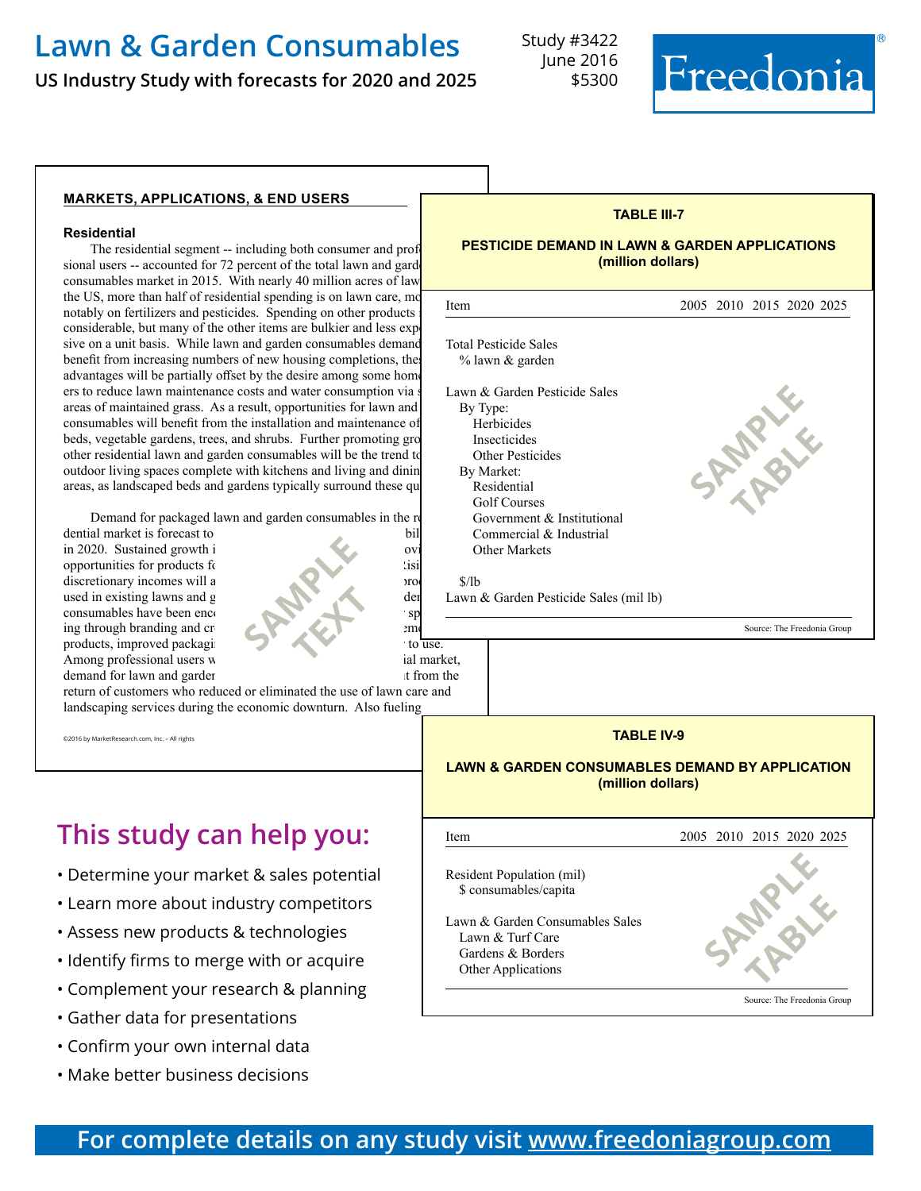# Lawn & Garden Consumables

## US Industry Study with forecasts for 2020 and 2025

Study #3422
June 2016
$5300

Freedonia®

**MARKETS, APPLICATIONS, & END USERS**

**Residential**

The residential segment -- including both consumer and profe sional users -- accounted for 72 percent of the total lawn and gard consumables market in 2015. With nearly 40 million acres of law the US, more than half of residential spending is on lawn care, mo notably on fertilizers and pesticides. Spending on other products considerable, but many of the other items are bulkier and less exp sive on a unit basis. While lawn and garden consumables demand benefit from increasing numbers of new housing completions, the advantages will be partially offset by the desire among some hom ers to reduce lawn maintenance costs and water consumption via areas of maintained grass. As a result, opportunities for lawn and consumables will benefit from the installation and maintenance of beds, vegetable gardens, trees, and shrubs. Further promoting gro other residential lawn and garden consumables will be the trend to outdoor living spaces complete with kitchens and living and dinin areas, as landscaped beds and gardens typically surround these qu

Demand for packaged lawn and garden consumables in the r dential market is forecast to bil in 2020. Sustained growth i ovi opportunities for products fo isi discretionary incomes will a pro used in existing lawns and g der consumables have been enc sp ing through branding and cr em products, improved packagi to use. Among professional users w ial market, demand for lawn and garder t from the return of customers who reduced or eliminated the use of lawn care and landscaping services during the economic downturn. Also fueling

SAMPLE TEXT

©2016 by MarketResearch.com, Inc. – All rights

**TABLE III-7**

**PESTICIDE DEMAND IN LAWN & GARDEN APPLICATIONS (million dollars)**

| Item | 2005 | 2010 | 2015 | 2020 | 2025 |
|---|---|---|---|---|---|
| Total Pesticide Sales | | | | | |
| % lawn & garden | | | | | |
| Lawn & Garden Pesticide Sales | | | | | |
| By Type: | | | | | |
| Herbicides | | | | | |
| Insecticides | | | | | |
| Other Pesticides | | | | | |
| By Market: | | | | | |
| Residential | | | | | |
| Golf Courses | | | | | |
| Government & Institutional | | | | | |
| Commercial & Industrial | | | | | |
| Other Markets | | | | | |
| $/lb | | | | | |
| Lawn & Garden Pesticide Sales (mil lb) | | | | | |

SAMPLE TABLE

Source: The Freedonia Group

**TABLE IV-9**

**LAWN & GARDEN CONSUMABLES DEMAND BY APPLICATION (million dollars)**

| Item | 2005 | 2010 | 2015 | 2020 | 2025 |
|---|---|---|---|---|---|
| Resident Population (mil) | | | | | |
| $ consumables/capita | | | | | |
| Lawn & Garden Consumables Sales | | | | | |
| Lawn & Turf Care | | | | | |
| Gardens & Borders | | | | | |
| Other Applications | | | | | |

SAMPLE TABLE

Source: The Freedonia Group

## This study can help you:

- Determine your market & sales potential
- Learn more about industry competitors
- Assess new products & technologies
- Identify firms to merge with or acquire
- Complement your research & planning
- Gather data for presentations
- Confirm your own internal data
- Make better business decisions

**For complete details on any study visit www.freedoniagroup.com**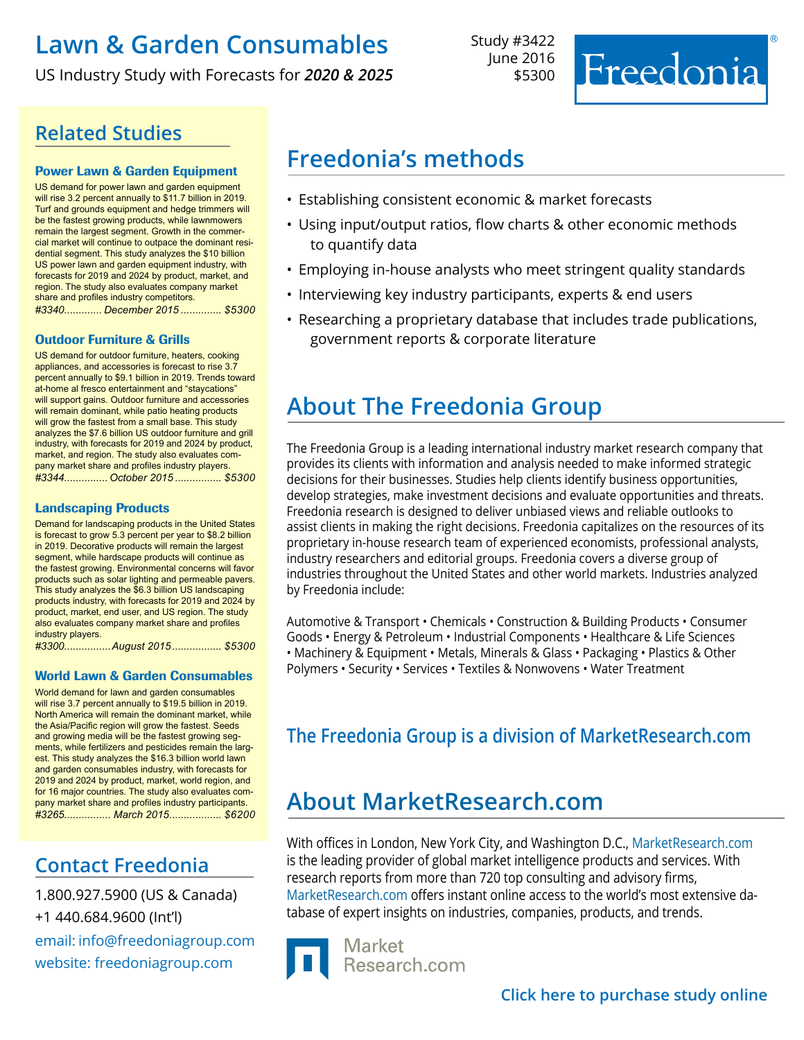# Lawn & Garden Consumables

US Industry Study with Forecasts for ***2020 & 2025***

Study #3422
June 2016
$5300

Freedonia®

## Related Studies

### Power Lawn & Garden Equipment

US demand for power lawn and garden equipment will rise 3.2 percent annually to $11.7 billion in 2019. Turf and grounds equipment and hedge trimmers will be the fastest growing products, while lawnmowers remain the largest segment. Growth in the commercial market will continue to outpace the dominant residential segment. This study analyzes the $10 billion US power lawn and garden equipment industry, with forecasts for 2019 and 2024 by product, market, and region. The study also evaluates company market share and profiles industry competitors.

*#3340............ December 2015 ............. $5300*

### Outdoor Furniture & Grills

US demand for outdoor furniture, heaters, cooking appliances, and accessories is forecast to rise 3.7 percent annually to $9.1 billion in 2019. Trends toward at-home al fresco entertainment and "staycations" will support gains. Outdoor furniture and accessories will remain dominant, while patio heating products will grow the fastest from a small base. This study analyzes the $7.6 billion US outdoor furniture and grill industry, with forecasts for 2019 and 2024 by product, market, and region. The study also evaluates company market share and profiles industry players.

*#3344.............. October 2015 ................ $5300*

### Landscaping Products

Demand for landscaping products in the United States is forecast to grow 5.3 percent per year to $8.2 billion in 2019. Decorative products will remain the largest segment, while hardscape products will continue as the fastest growing. Environmental concerns will favor products such as solar lighting and permeable pavers. This study analyzes the $6.3 billion US landscaping products industry, with forecasts for 2019 and 2024 by product, market, end user, and US region. The study also evaluates company market share and profiles industry players.

*#3300................August 2015................. $5300*

### World Lawn & Garden Consumables

World demand for lawn and garden consumables will rise 3.7 percent annually to $19.5 billion in 2019. North America will remain the dominant market, while the Asia/Pacific region will grow the fastest. Seeds and growing media will be the fastest growing segments, while fertilizers and pesticides remain the largest. This study analyzes the $16.3 billion world lawn and garden consumables industry, with forecasts for 2019 and 2024 by product, market, world region, and for 16 major countries. The study also evaluates company market share and profiles industry participants.

*#3265................ March 2015.................. $6200*

## Contact Freedonia

1.800.927.5900 (US & Canada)
+1 440.684.9600 (Int'l)
email: info@freedoniagroup.com
website: freedoniagroup.com

## Freedonia's methods

- Establishing consistent economic & market forecasts
- Using input/output ratios, flow charts & other economic methods to quantify data
- Employing in-house analysts who meet stringent quality standards
- Interviewing key industry participants, experts & end users
- Researching a proprietary database that includes trade publications, government reports & corporate literature

## About The Freedonia Group

The Freedonia Group is a leading international industry market research company that provides its clients with information and analysis needed to make informed strategic decisions for their businesses. Studies help clients identify business opportunities, develop strategies, make investment decisions and evaluate opportunities and threats. Freedonia research is designed to deliver unbiased views and reliable outlooks to assist clients in making the right decisions. Freedonia capitalizes on the resources of its proprietary in-house research team of experienced economists, professional analysts, industry researchers and editorial groups. Freedonia covers a diverse group of industries throughout the United States and other world markets. Industries analyzed by Freedonia include:

Automotive & Transport • Chemicals • Construction & Building Products • Consumer Goods • Energy & Petroleum • Industrial Components • Healthcare & Life Sciences • Machinery & Equipment • Metals, Minerals & Glass • Packaging • Plastics & Other Polymers • Security • Services • Textiles & Nonwovens • Water Treatment

### The Freedonia Group is a division of MarketResearch.com

## About MarketResearch.com

With offices in London, New York City, and Washington D.C., MarketResearch.com is the leading provider of global market intelligence products and services. With research reports from more than 720 top consulting and advisory firms, MarketResearch.com offers instant online access to the world's most extensive database of expert insights on industries, companies, products, and trends.

Market Research.com

**Click here to purchase study online**